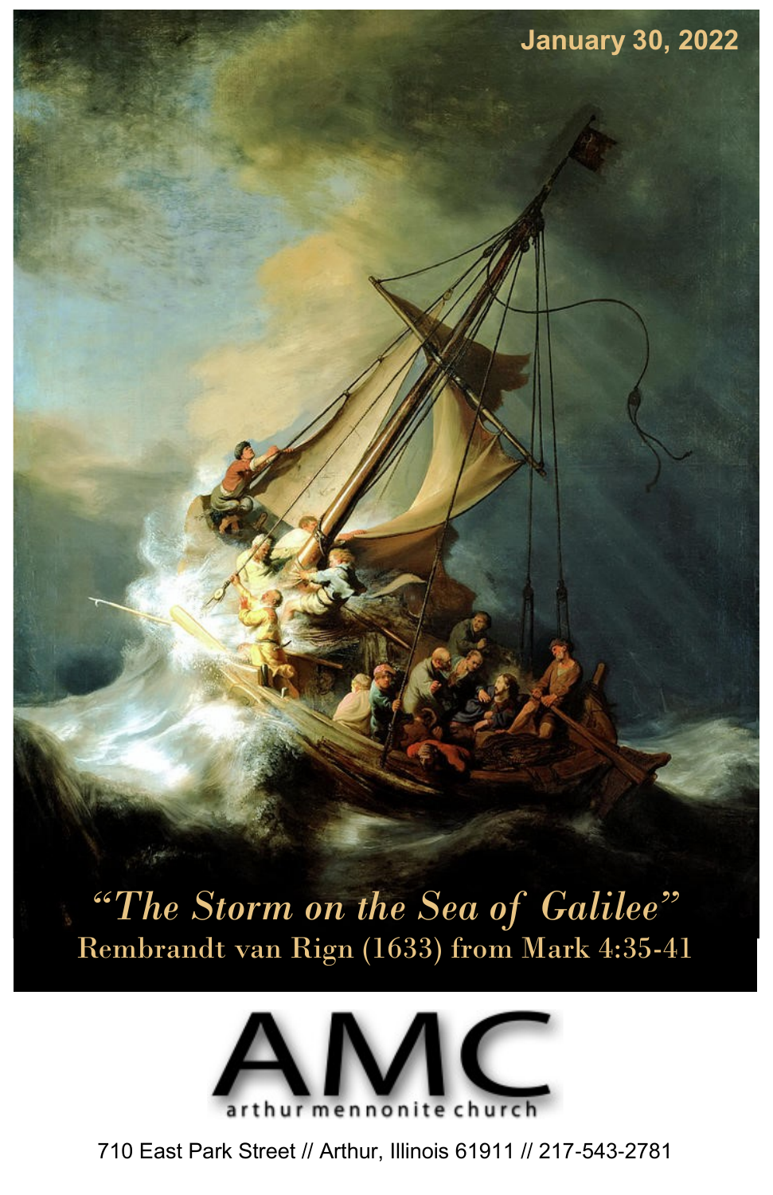January 30, 2022

*"The Storm on the Sea of Galilee"*
Rembrandt van Rign (1633) from Mark 4:35-41

# AMC
arthur mennonite church

710 East Park Street // Arthur, Illinois 61911 // 217-543-2781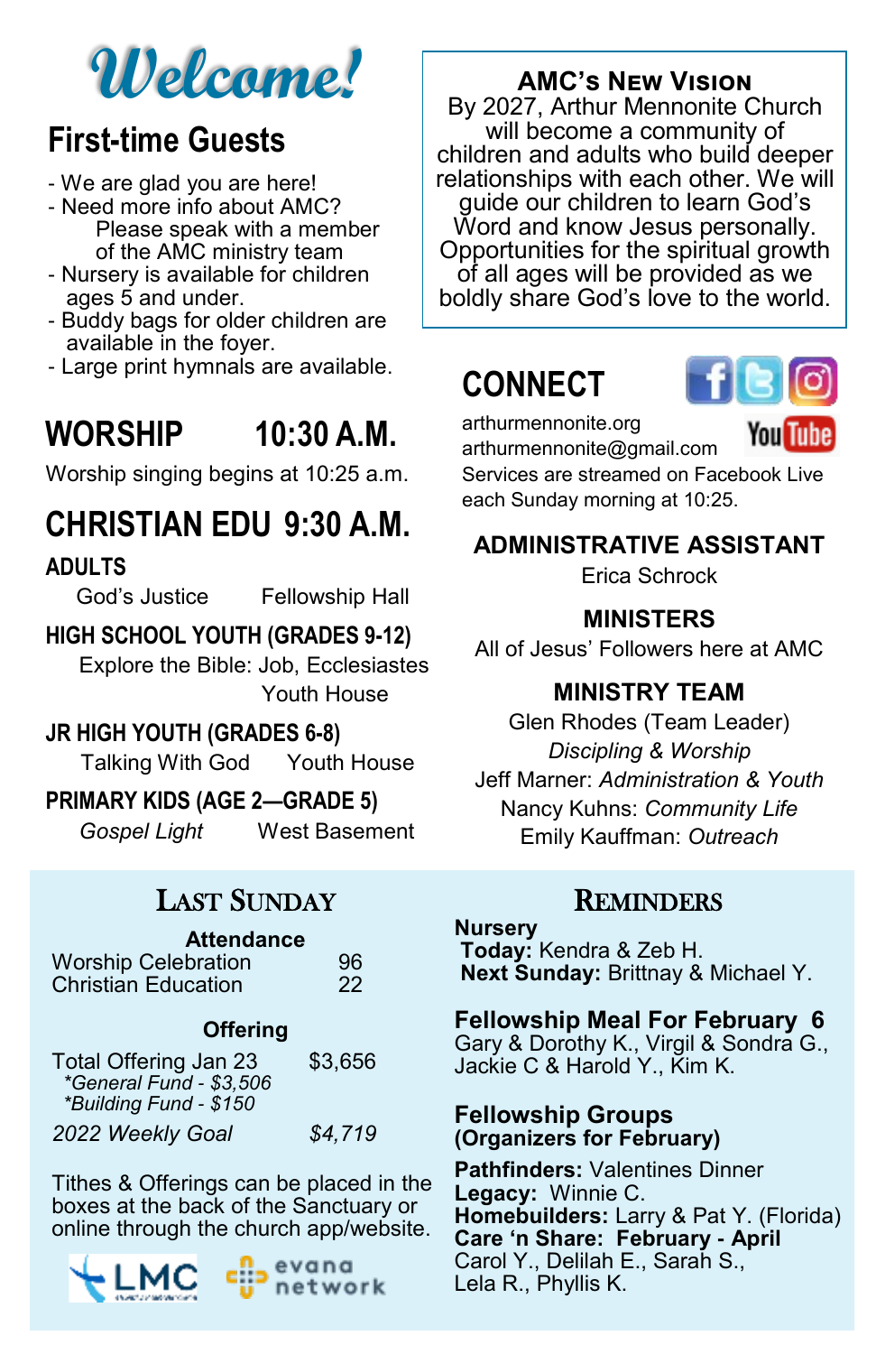# Welcome!

## First-time Guests

- We are glad you are here!
- Need more info about AMC? Please speak with a member of the AMC ministry team
- Nursery is available for children ages 5 and under.
- Buddy bags for older children are available in the foyer.
- Large print hymnals are available.

## WORSHIP 10:30 A.M.

Worship singing begins at 10:25 a.m.

## CHRISTIAN EDU 9:30 A.M.

### ADULTS

God's Justice — Fellowship Hall

### HIGH SCHOOL YOUTH (GRADES 9-12)

Explore the Bible: Job, Ecclesiastes — Youth House

### JR HIGH YOUTH (GRADES 6-8)

Talking With God — Youth House

### PRIMARY KIDS (AGE 2—GRADE 5)

*Gospel Light* — West Basement

## AMC's New Vision

By 2027, Arthur Mennonite Church will become a community of children and adults who build deeper relationships with each other. We will guide our children to learn God's Word and know Jesus personally. Opportunities for the spiritual growth of all ages will be provided as we boldly share God's love to the world.

## CONNECT

arthurmennonite.org
arthurmennonite@gmail.com
Services are streamed on Facebook Live each Sunday morning at 10:25.

### ADMINISTRATIVE ASSISTANT

Erica Schrock

### MINISTERS

All of Jesus' Followers here at AMC

### MINISTRY TEAM

Glen Rhodes (Team Leader)
*Discipling & Worship*
Jeff Marner: *Administration & Youth*
Nancy Kuhns: *Community Life*
Emily Kauffman: *Outreach*

## Last Sunday

**Attendance**

| | |
|---|---|
| Worship Celebration | 96 |
| Christian Education | 22 |

**Offering**

| | |
|---|---|
| Total Offering Jan 23 | $3,656 |
| *\*General Fund - $3,506* | |
| *\*Building Fund - $150* | |
| *2022 Weekly Goal* | *$4,719* |

Tithes & Offerings can be placed in the boxes at the back of the Sanctuary or online through the church app/website.

LMC — evana network

## Reminders

**Nursery**
**Today:** Kendra & Zeb H.
**Next Sunday:** Brittnay & Michael Y.

**Fellowship Meal For February 6**
Gary & Dorothy K., Virgil & Sondra G., Jackie C & Harold Y., Kim K.

**Fellowship Groups (Organizers for February)**

**Pathfinders:** Valentines Dinner
**Legacy:** Winnie C.
**Homebuilders:** Larry & Pat Y. (Florida)
**Care 'n Share: February - April**
Carol Y., Delilah E., Sarah S., Lela R., Phyllis K.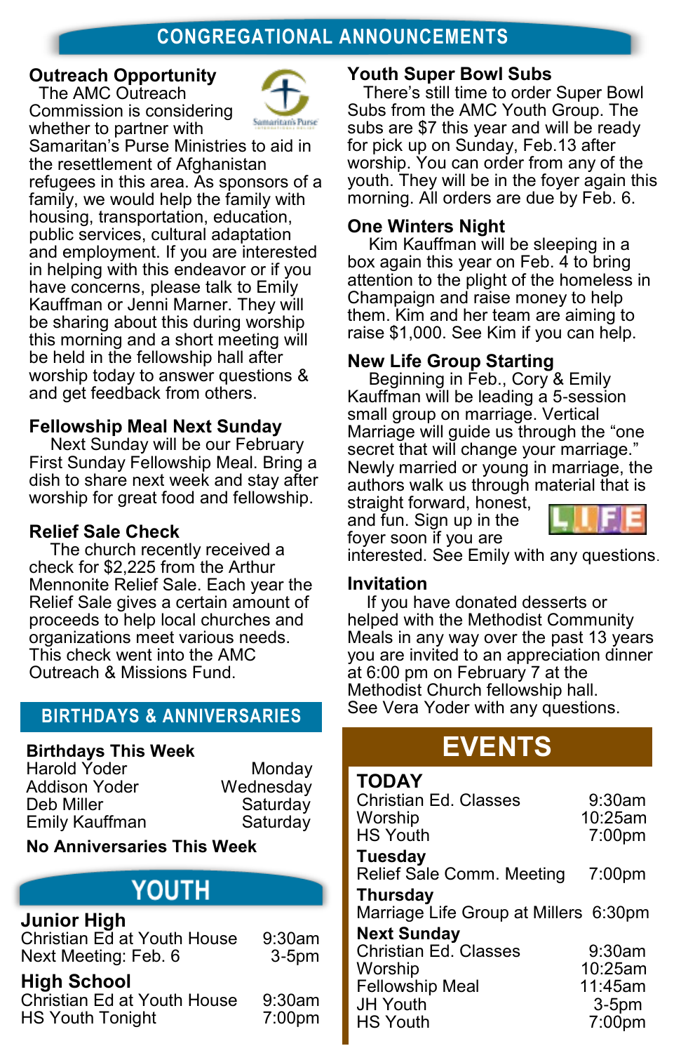# CONGREGATIONAL ANNOUNCEMENTS

## Outreach Opportunity

The AMC Outreach Commission is considering whether to partner with Samaritan's Purse Ministries to aid in the resettlement of Afghanistan refugees in this area. As sponsors of a family, we would help the family with housing, transportation, education, public services, cultural adaptation and employment. If you are interested in helping with this endeavor or if you have concerns, please talk to Emily Kauffman or Jenni Marner. They will be sharing about this during worship this morning and a short meeting will be held in the fellowship hall after worship today to answer questions & and get feedback from others.

## Fellowship Meal Next Sunday

Next Sunday will be our February First Sunday Fellowship Meal. Bring a dish to share next week and stay after worship for great food and fellowship.

## Relief Sale Check

The church recently received a check for $2,225 from the Arthur Mennonite Relief Sale. Each year the Relief Sale gives a certain amount of proceeds to help local churches and organizations meet various needs. This check went into the AMC Outreach & Missions Fund.

## Youth Super Bowl Subs

There's still time to order Super Bowl Subs from the AMC Youth Group. The subs are $7 this year and will be ready for pick up on Sunday, Feb.13 after worship. You can order from any of the youth. They will be in the foyer again this morning. All orders are due by Feb. 6.

## One Winters Night

Kim Kauffman will be sleeping in a box again this year on Feb. 4 to bring attention to the plight of the homeless in Champaign and raise money to help them. Kim and her team are aiming to raise $1,000. See Kim if you can help.

## New Life Group Starting

Beginning in Feb., Cory & Emily Kauffman will be leading a 5-session small group on marriage. Vertical Marriage will guide us through the "one secret that will change your marriage." Newly married or young in marriage, the authors walk us through material that is straight forward, honest, and fun. Sign up in the foyer soon if you are interested. See Emily with any questions.

## Invitation

If you have donated desserts or helped with the Methodist Community Meals in any way over the past 13 years you are invited to an appreciation dinner at 6:00 pm on February 7 at the Methodist Church fellowship hall. See Vera Yoder with any questions.

# BIRTHDAYS & ANNIVERSARIES

**Birthdays This Week**

| | |
|---|---|
| Harold Yoder | Monday |
| Addison Yoder | Wednesday |
| Deb Miller | Saturday |
| Emily Kauffman | Saturday |

**No Anniversaries This Week**

# YOUTH

## Junior High

| | |
|---|---|
| Christian Ed at Youth House | 9:30am |
| Next Meeting: Feb. 6 | 3-5pm |

## High School

| | |
|---|---|
| Christian Ed at Youth House | 9:30am |
| HS Youth Tonight | 7:00pm |

# EVENTS

**TODAY**

| | |
|---|---|
| Christian Ed. Classes | 9:30am |
| Worship | 10:25am |
| HS Youth | 7:00pm |

**Tuesday**

| | |
|---|---|
| Relief Sale Comm. Meeting | 7:00pm |

**Thursday**

| | |
|---|---|
| Marriage Life Group at Millers | 6:30pm |

**Next Sunday**

| | |
|---|---|
| Christian Ed. Classes | 9:30am |
| Worship | 10:25am |
| Fellowship Meal | 11:45am |
| JH Youth | 3-5pm |
| HS Youth | 7:00pm |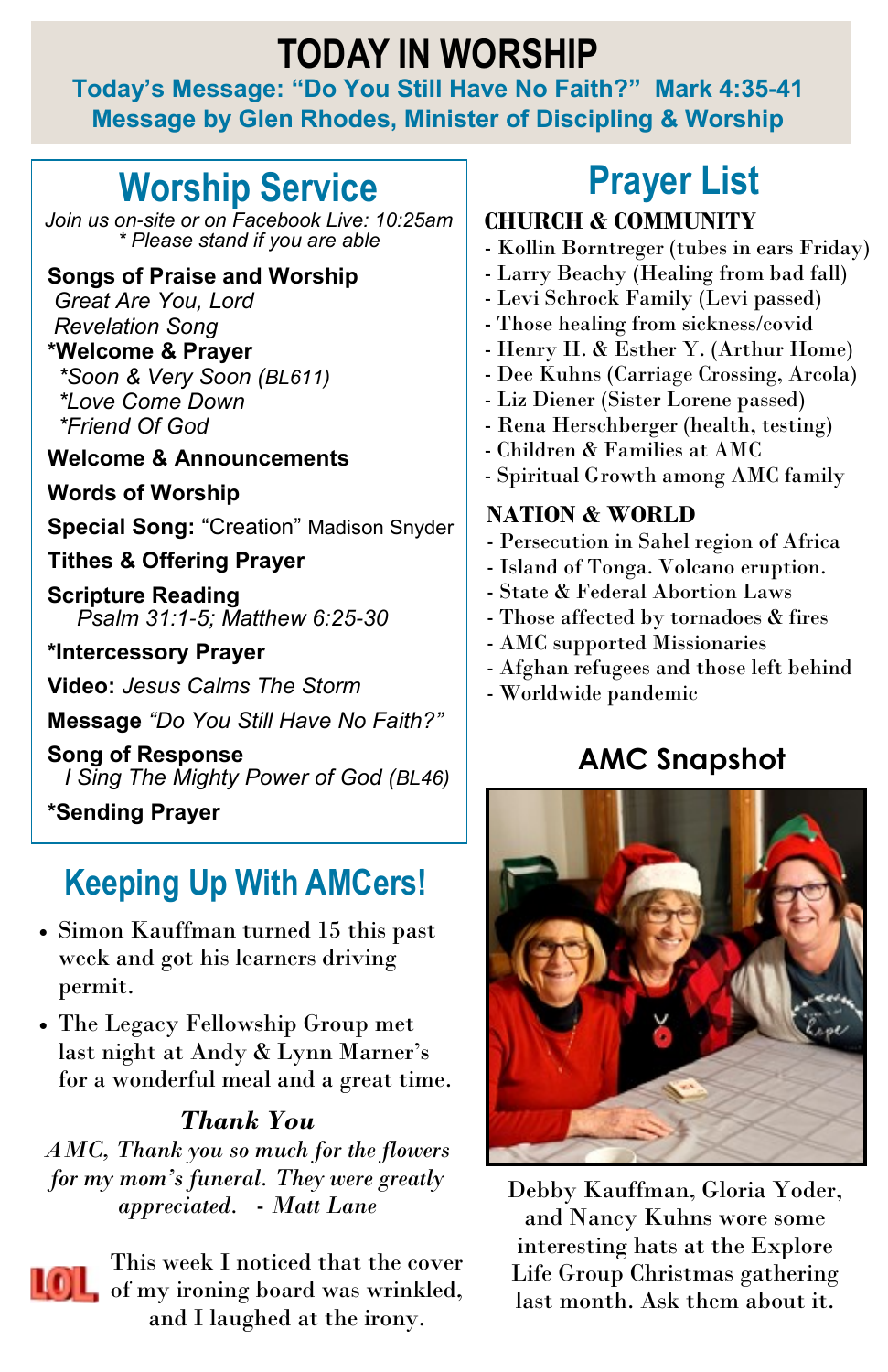# TODAY IN WORSHIP

**Today's Message: "Do You Still Have No Faith?" Mark 4:35-41**
**Message by Glen Rhodes, Minister of Discipling & Worship**

## Worship Service

*Join us on-site or on Facebook Live: 10:25am*
** Please stand if you are able*

**Songs of Praise and Worship**
*Great Are You, Lord*
*Revelation Song*

***Welcome & Prayer**
**Soon & Very Soon* (BL611)
**Love Come Down*
**Friend Of God*

**Welcome & Announcements**

**Words of Worship**

**Special Song:** "Creation" Madison Snyder

**Tithes & Offering Prayer**

**Scripture Reading**
*Psalm 31:1-5; Matthew 6:25-30*

***Intercessory Prayer**

**Video:** *Jesus Calms The Storm*

**Message** *"Do You Still Have No Faith?"*

**Song of Response**
*I Sing The Mighty Power of God* (BL46)

***Sending Prayer**

## Keeping Up With AMCers!

- Simon Kauffman turned 15 this past week and got his learners driving permit.
- The Legacy Fellowship Group met last night at Andy & Lynn Marner's for a wonderful meal and a great time.

### *Thank You*

*AMC, Thank you so much for the flowers for my mom's funeral. They were greatly appreciated. - Matt Lane*

LOL This week I noticed that the cover of my ironing board was wrinkled, and I laughed at the irony.

## Prayer List

**CHURCH & COMMUNITY**

- Kollin Borntreger (tubes in ears Friday)
- Larry Beachy (Healing from bad fall)
- Levi Schrock Family (Levi passed)
- Those healing from sickness/covid
- Henry H. & Esther Y. (Arthur Home)
- Dee Kuhns (Carriage Crossing, Arcola)
- Liz Diener (Sister Lorene passed)
- Rena Herschberger (health, testing)
- Children & Families at AMC
- Spiritual Growth among AMC family

**NATION & WORLD**

- Persecution in Sahel region of Africa
- Island of Tonga. Volcano eruption.
- State & Federal Abortion Laws
- Those affected by tornadoes & fires
- AMC supported Missionaries
- Afghan refugees and those left behind
- Worldwide pandemic

## AMC Snapshot

Debby Kauffman, Gloria Yoder, and Nancy Kuhns wore some interesting hats at the Explore Life Group Christmas gathering last month. Ask them about it.